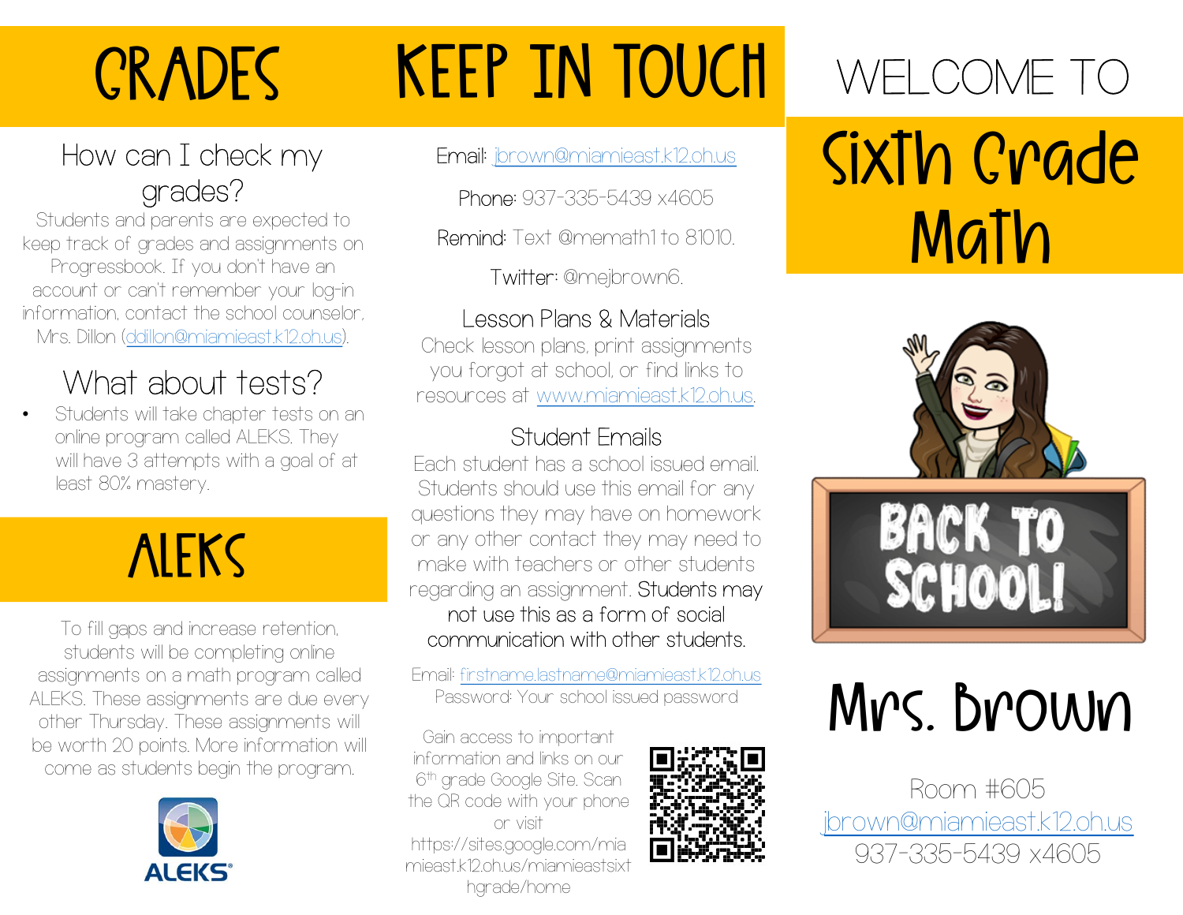# GRADES

## How can I check my grades?

Students and parents are expected to keep track of grades and assignments on Progressbook. If you don't have an account or can't remember your log-in information, contact the school counselor, Mrs. Dillon (ddillon@miamieast.k12.oh.us).

## What about tests?

- Students will take chapter tests on an online program called ALEKS. They will have 3 attempts with a goal of at least 80% mastery.

# ALEKS

To fill gaps and increase retention, students will be completing online assignments on a math program called ALEKS. These assignments are due every other Thursday. These assignments will be worth 20 points. More information will come as students begin the program.

ALEKS®

# KEEP IN TOUCH

Email: jbrown@miamieast.k12.oh.us

Phone: 937-335-5439 x4605

Remind: Text @memath1 to 81010.

Twitter: @mejbrown6.

## Lesson Plans & Materials

Check lesson plans, print assignments you forgot at school, or find links to resources at www.miamieast.k12.oh.us.

## Student Emails

Each student has a school issued email. Students should use this email for any questions they may have on homework or any other contact they may need to make with teachers or other students regarding an assignment. Students may not use this as a form of social communication with other students.

Email: firstname.lastname@miamieast.k12.oh.us
Password: Your school issued password

Gain access to important information and links on our 6th grade Google Site. Scan the QR code with your phone or visit https://sites.google.com/miamieast.k12.oh.us/miamieastsixthgrade/home

# WELCOME TO

# Sixth Grade Math

BACK TO SCHOOL!

# Mrs. Brown

Room #605
jbrown@miamieast.k12.oh.us
937-335-5439 x4605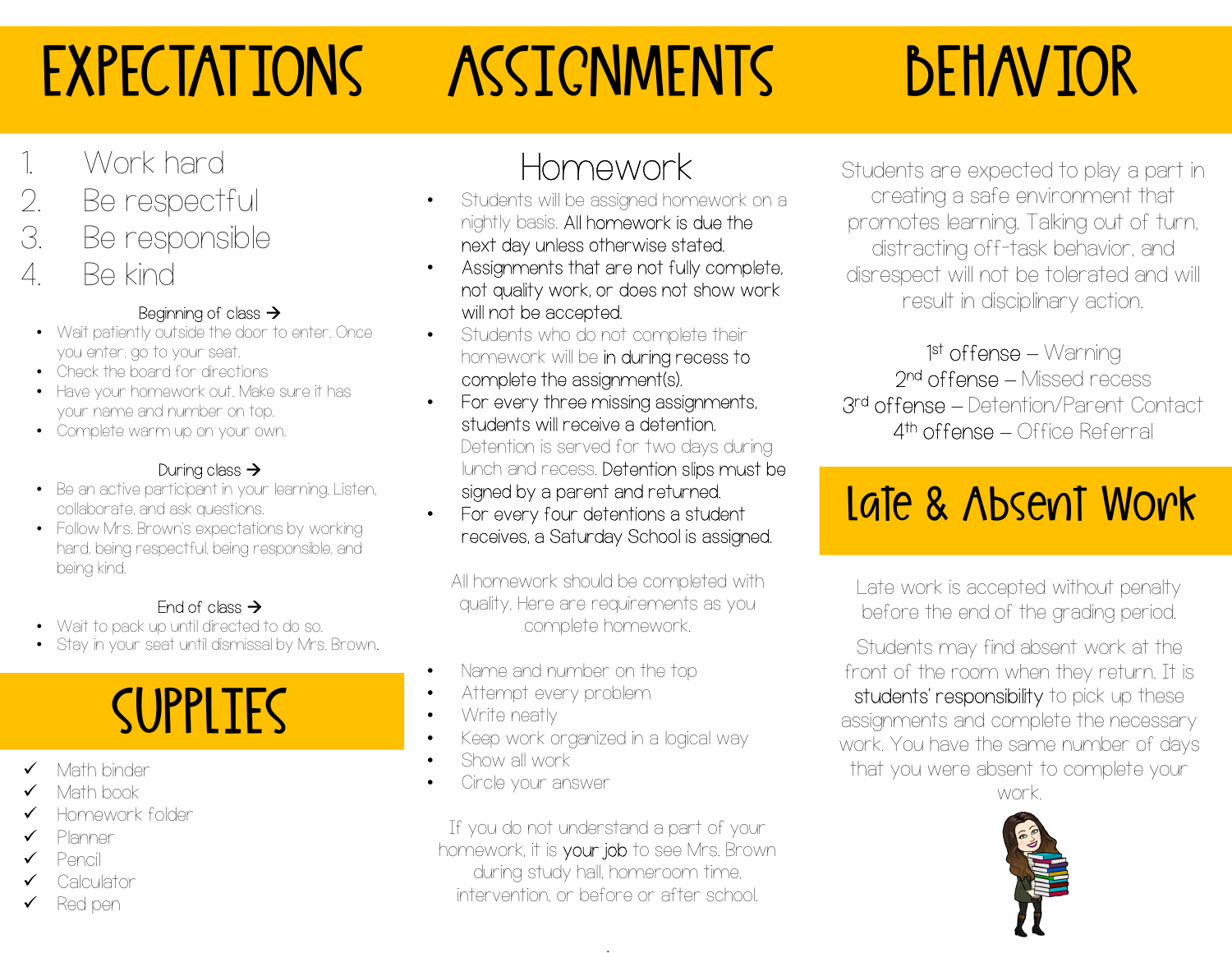# EXPECTATIONS

1. Work hard
2. Be respectful
3. Be responsible
4. Be kind

Beginning of class →

- Wait patiently outside the door to enter. Once you enter, go to your seat.
- Check the board for directions
- Have your homework out. Make sure it has your name and number on top.
- Complete warm up on your own.

During class →

- Be an active participant in your learning. Listen, collaborate, and ask questions.
- Follow Mrs. Brown's expectations by working hard, being respectful, being responsible, and being kind.

End of class →

- Wait to pack up until directed to do so.
- Stay in your seat until dismissal by Mrs. Brown.

# SUPPLIES

- ✓ Math binder
- ✓ Math book
- ✓ Homework folder
- ✓ Planner
- ✓ Pencil
- ✓ Calculator
- ✓ Red pen

# ASSIGNMENTS

## Homework

- Students will be assigned homework on a nightly basis. All homework is due the next day unless otherwise stated.
- Assignments that are not fully complete, not quality work, or does not show work will not be accepted.
- Students who do not complete their homework will be in during recess to complete the assignment(s).
- For every three missing assignments, students will receive a detention. Detention is served for two days during lunch and recess. Detention slips must be signed by a parent and returned.
- For every four detentions a student receives, a Saturday School is assigned.

All homework should be completed with quality. Here are requirements as you complete homework.

- Name and number on the top
- Attempt every problem
- Write neatly
- Keep work organized in a logical way
- Show all work
- Circle your answer

If you do not understand a part of your homework, it is your job to see Mrs. Brown during study hall, homeroom time, intervention, or before or after school.

# BEHAVIOR

Students are expected to play a part in creating a safe environment that promotes learning. Talking out of turn, distracting off-task behavior, and disrespect will not be tolerated and will result in disciplinary action.

1st offense – Warning
2nd offense – Missed recess
3rd offense – Detention/Parent Contact
4th offense – Office Referral

# Late & Absent Work

Late work is accepted without penalty before the end of the grading period.

Students may find absent work at the front of the room when they return. It is students' responsibility to pick up these assignments and complete the necessary work. You have the same number of days that you were absent to complete your work.